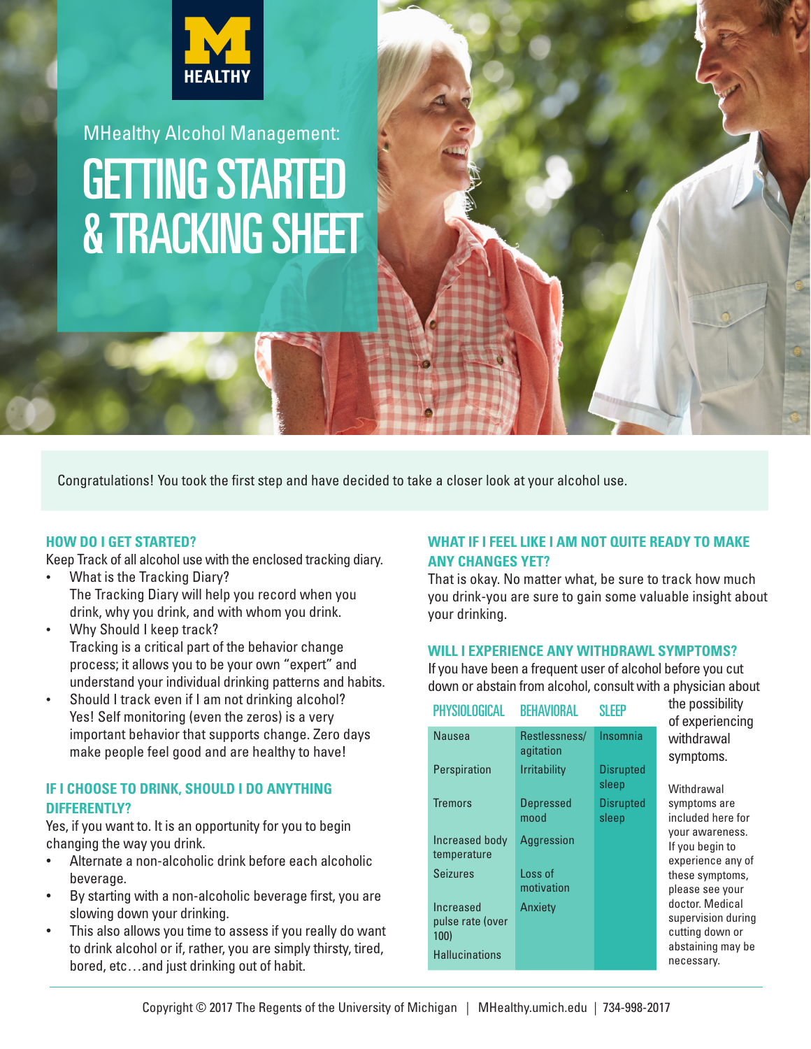MHealthy Alcohol Management:

# GETTING STARTED & TRACKING SHEET

Congratulations! You took the first step and have decided to take a closer look at your alcohol use.

## HOW DO I GET STARTED?

Keep Track of all alcohol use with the enclosed tracking diary.

- What is the Tracking Diary?
  The Tracking Diary will help you record when you drink, why you drink, and with whom you drink.
- Why Should I keep track?
  Tracking is a critical part of the behavior change process; it allows you to be your own "expert" and understand your individual drinking patterns and habits.
- Should I track even if I am not drinking alcohol?
  Yes! Self monitoring (even the zeros) is a very important behavior that supports change. Zero days make people feel good and are healthy to have!

## IF I CHOOSE TO DRINK, SHOULD I DO ANYTHING DIFFERENTLY?

Yes, if you want to. It is an opportunity for you to begin changing the way you drink.

- Alternate a non-alcoholic drink before each alcoholic beverage.
- By starting with a non-alcoholic beverage first, you are slowing down your drinking.
- This also allows you time to assess if you really do want to drink alcohol or if, rather, you are simply thirsty, tired, bored, etc…and just drinking out of habit.

## WHAT IF I FEEL LIKE I AM NOT QUITE READY TO MAKE ANY CHANGES YET?

That is okay. No matter what, be sure to track how much you drink-you are sure to gain some valuable insight about your drinking.

## WILL I EXPERIENCE ANY WITHDRAWL SYMPTOMS?

If you have been a frequent user of alcohol before you cut down or abstain from alcohol, consult with a physician about the possibility of experiencing withdrawal symptoms.

| PHYSIOLOGICAL | BEHAVIORAL | SLEEP |
|---|---|---|
| Nausea | Restlessness/ agitation | Insomnia |
| Perspiration | Irritability | Disrupted sleep |
| Tremors | Depressed mood | Disrupted sleep |
| Increased body temperature | Aggression | |
| Seizures | Loss of motivation | |
| Increased pulse rate (over 100) | Anxiety | |
| Hallucinations | | |

Withdrawal symptoms are included here for your awareness. If you begin to experience any of these symptoms, please see your doctor. Medical supervision during cutting down or abstaining may be necessary.

Copyright © 2017 The Regents of the University of Michigan | MHealthy.umich.edu | 734-998-2017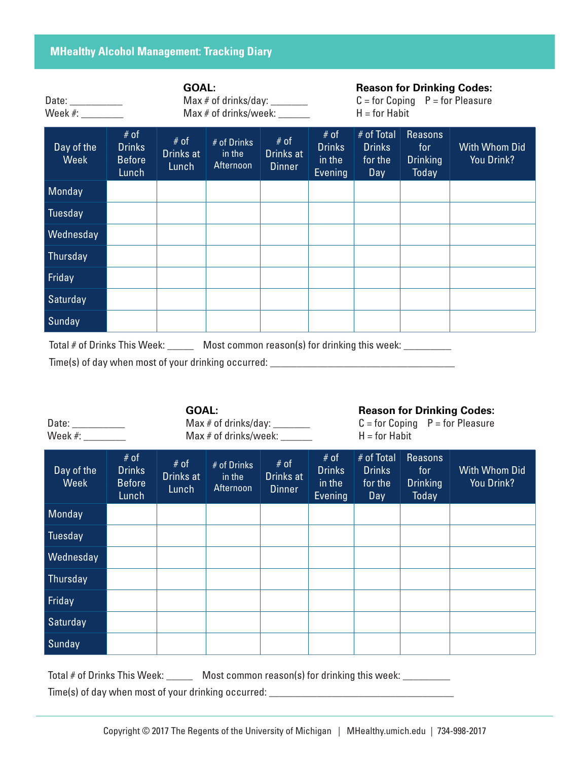## MHealthy Alcohol Management: Tracking Diary

Date: __________
Week #: ________

**GOAL:**
Max # of drinks/day: _______
Max # of drinks/week: ______

**Reason for Drinking Codes:**
C = for Coping  P = for Pleasure
H = for Habit

| Day of the Week | # of Drinks Before Lunch | # of Drinks at Lunch | # of Drinks in the Afternoon | # of Drinks at Dinner | # of Drinks in the Evening | # of Total Drinks for the Day | Reasons for Drinking Today | With Whom Did You Drink? |
|---|---|---|---|---|---|---|---|---|
| Monday | | | | | | | | |
| Tuesday | | | | | | | | |
| Wednesday | | | | | | | | |
| Thursday | | | | | | | | |
| Friday | | | | | | | | |
| Saturday | | | | | | | | |
| Sunday | | | | | | | | |

Total # of Drinks This Week: _____  Most common reason(s) for drinking this week: _________
Time(s) of day when most of your drinking occurred: ___________________________________

Date: __________
Week #: ________

**GOAL:**
Max # of drinks/day: _______
Max # of drinks/week: ______

**Reason for Drinking Codes:**
C = for Coping  P = for Pleasure
H = for Habit

| Day of the Week | # of Drinks Before Lunch | # of Drinks at Lunch | # of Drinks in the Afternoon | # of Drinks at Dinner | # of Drinks in the Evening | # of Total Drinks for the Day | Reasons for Drinking Today | With Whom Did You Drink? |
|---|---|---|---|---|---|---|---|---|
| Monday | | | | | | | | |
| Tuesday | | | | | | | | |
| Wednesday | | | | | | | | |
| Thursday | | | | | | | | |
| Friday | | | | | | | | |
| Saturday | | | | | | | | |
| Sunday | | | | | | | | |

Total # of Drinks This Week: _____  Most common reason(s) for drinking this week: _________
Time(s) of day when most of your drinking occurred: ___________________________________

Copyright © 2017 The Regents of the University of Michigan | MHealthy.umich.edu | 734-998-2017